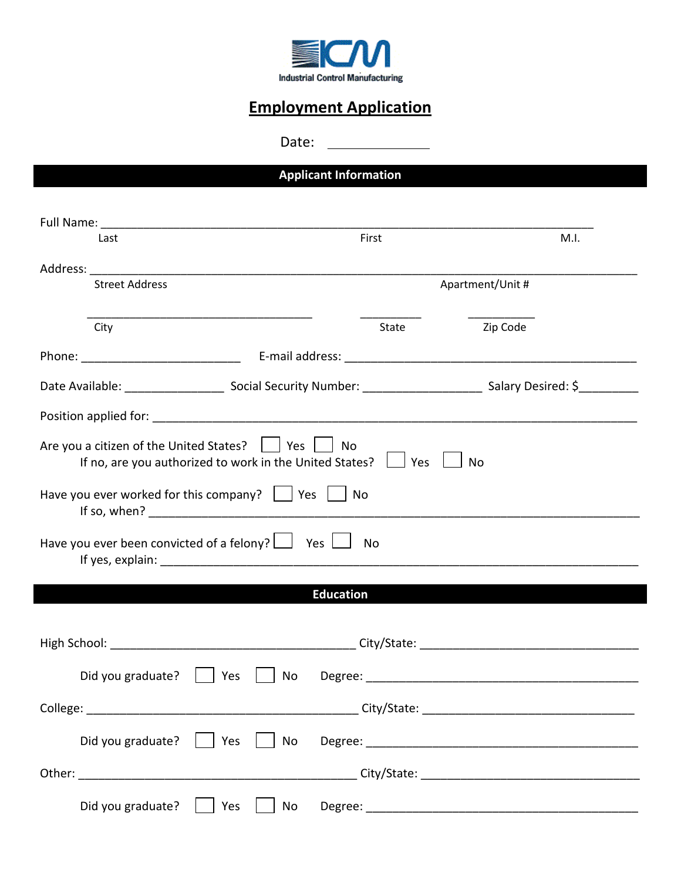ICM
Industrial Control Manufacturing

# Employment Application

Date: _______________

## Applicant Information

Full Name: ________________________________________________________________________
Last First M.I.

Address: __________________________________________________________________________
Street Address Apartment/Unit #

___________________________________ __________ __________
City State Zip Code

Phone: _________________________ E-mail address: ____________________________________________

Date Available: _______________ Social Security Number: __________________ Salary Desired: $_________

Position applied for: ___________________________________________________________________________

Are you a citizen of the United States? ☐ Yes ☐ No
If no, are you authorized to work in the United States? ☐ Yes ☐ No

Have you ever worked for this company? ☐ Yes ☐ No
If so, when? ___________________________________________________________________________

Have you ever been convicted of a felony? ☐ Yes ☐ No
If yes, explain: _________________________________________________________________________

## Education

High School: _____________________________________ City/State: __________________________________

Did you graduate? ☐ Yes ☐ No Degree: __________________________________________

College: __________________________________________ City/State: __________________________________

Did you graduate? ☐ Yes ☐ No Degree: __________________________________________

Other: ____________________________________________ City/State: __________________________________

Did you graduate? ☐ Yes ☐ No Degree: __________________________________________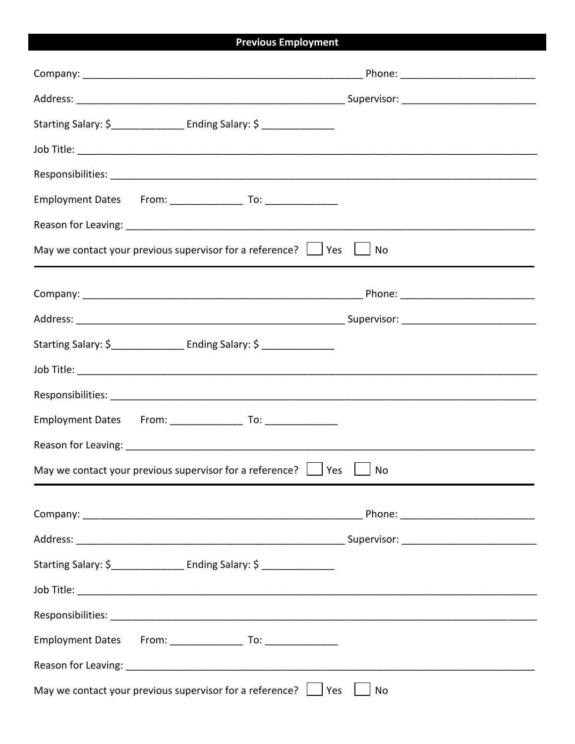## Previous Employment

Company: ____________________________________________________ Phone: _________________________

Address: __________________________________________________ Supervisor: _________________________

Starting Salary: $_____________ Ending Salary: $ _____________

Job Title: ____________________________________________________________________________________

Responsibilities: ______________________________________________________________________________

Employment Dates From: _____________ To: _____________

Reason for Leaving: ____________________________________________________________________________

May we contact your previous supervisor for a reference? ☐ Yes ☐ No

---

Company: ____________________________________________________ Phone: _________________________

Address: __________________________________________________ Supervisor: _________________________

Starting Salary: $_____________ Ending Salary: $ _____________

Job Title: ____________________________________________________________________________________

Responsibilities: ______________________________________________________________________________

Employment Dates From: _____________ To: _____________

Reason for Leaving: ____________________________________________________________________________

May we contact your previous supervisor for a reference? ☐ Yes ☐ No

---

Company: ____________________________________________________ Phone: _________________________

Address: __________________________________________________ Supervisor: _________________________

Starting Salary: $_____________ Ending Salary: $ _____________

Job Title: ____________________________________________________________________________________

Responsibilities: ______________________________________________________________________________

Employment Dates From: _____________ To: _____________

Reason for Leaving: ____________________________________________________________________________

May we contact your previous supervisor for a reference? ☐ Yes ☐ No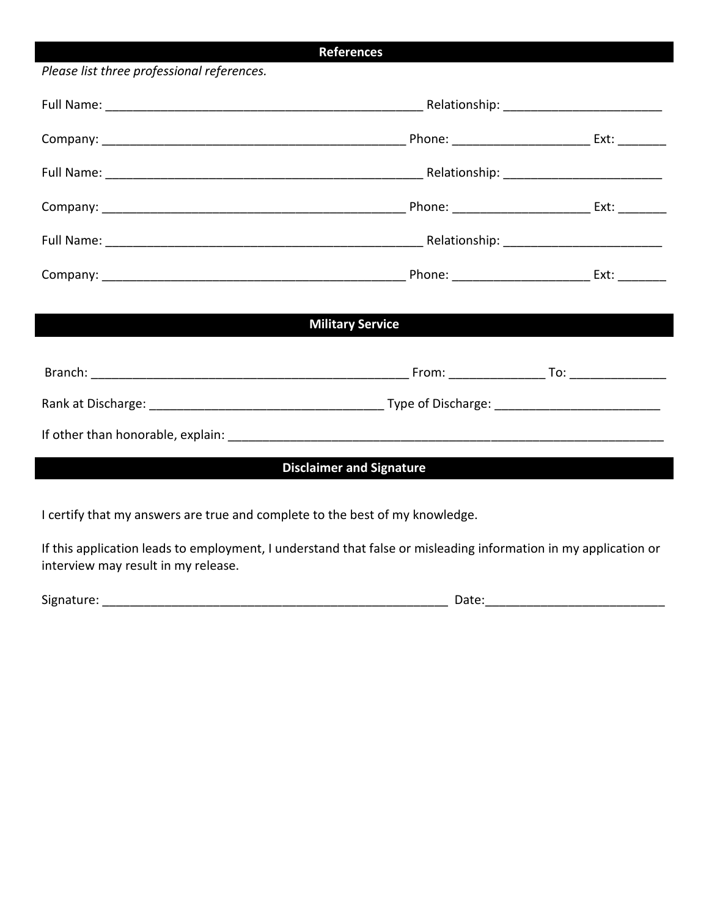## References

*Please list three professional references.*

Full Name: ________________________________________________ Relationship: _______________________

Company: ______________________________________________ Phone: ___________________ Ext: _______

Full Name: ________________________________________________ Relationship: _______________________

Company: ______________________________________________ Phone: ___________________ Ext: _______

Full Name: ________________________________________________ Relationship: _______________________

Company: ______________________________________________ Phone: ___________________ Ext: _______

## Military Service

Branch: _______________________________________________ From: _____________ To: _____________

Rank at Discharge: ___________________________________ Type of Discharge: _______________________

If other than honorable, explain: ____________________________________________________________

## Disclaimer and Signature

I certify that my answers are true and complete to the best of my knowledge.

If this application leads to employment, I understand that false or misleading information in my application or interview may result in my release.

Signature: ____________________________________________________ Date:_________________________